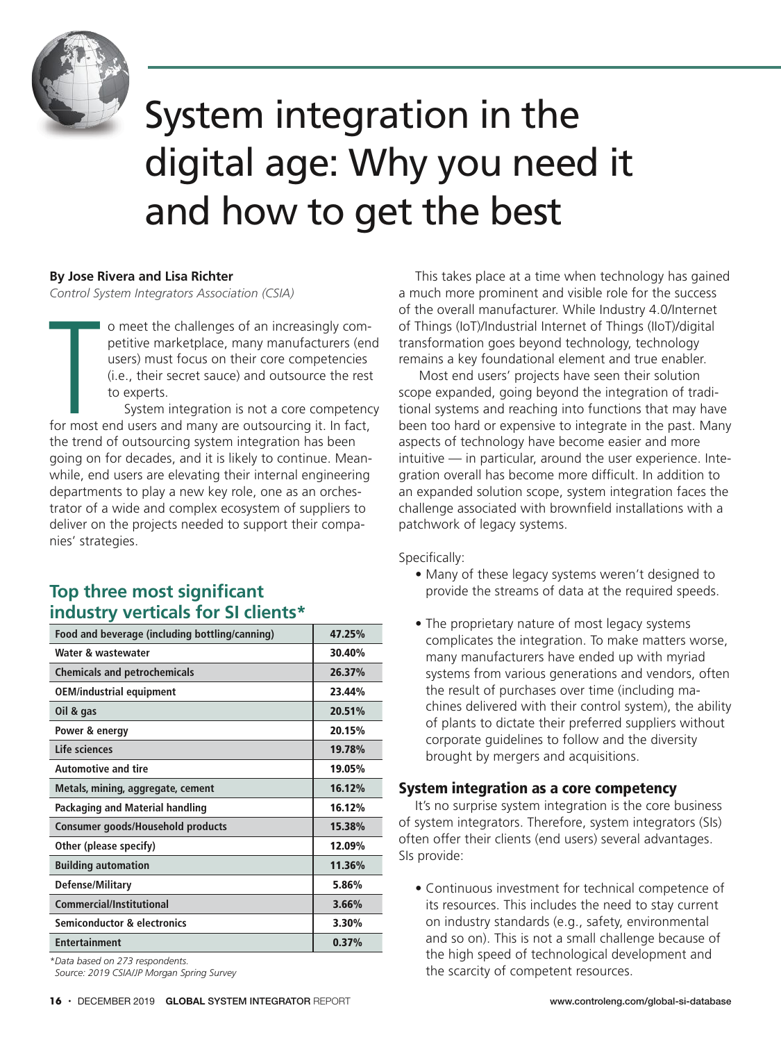# System integration in the digital age: Why you need it and how to get the best

**By Jose Rivera and Lisa Richter**

*Control System Integrators Association (CSIA)*

To meet the challenges of an increasingly competitive marketplace, many manufacturers (end users) must focus on their core competencies (i.e., their secret sauce) and outsource the rest to experts.

System integration is not a core competency for most end users and many are outsourcing it. In fact, the trend of outsourcing system integration has been going on for decades, and it is likely to continue. Meanwhile, end users are elevating their internal engineering departments to play a new key role, one as an orchestrator of a wide and complex ecosystem of suppliers to deliver on the projects needed to support their companies' strategies.

## Top three most significant industry verticals for SI clients*

| Industry vertical | Share |
|---|---|
| Food and beverage (including bottling/canning) | 47.25% |
| Water & wastewater | 30.40% |
| Chemicals and petrochemicals | 26.37% |
| OEM/industrial equipment | 23.44% |
| Oil & gas | 20.51% |
| Power & energy | 20.15% |
| Life sciences | 19.78% |
| Automotive and tire | 19.05% |
| Metals, mining, aggregate, cement | 16.12% |
| Packaging and Material handling | 16.12% |
| Consumer goods/Household products | 15.38% |
| Other (please specify) | 12.09% |
| Building automation | 11.36% |
| Defense/Military | 5.86% |
| Commercial/Institutional | 3.66% |
| Semiconductor & electronics | 3.30% |
| Entertainment | 0.37% |

*Data based on 273 respondents.
Source: 2019 CSIA/JP Morgan Spring Survey*

This takes place at a time when technology has gained a much more prominent and visible role for the success of the overall manufacturer. While Industry 4.0/Internet of Things (IoT)/Industrial Internet of Things (IIoT)/digital transformation goes beyond technology, technology remains a key foundational element and true enabler.

Most end users' projects have seen their solution scope expanded, going beyond the integration of traditional systems and reaching into functions that may have been too hard or expensive to integrate in the past. Many aspects of technology have become easier and more intuitive — in particular, around the user experience. Integration overall has become more difficult. In addition to an expanded solution scope, system integration faces the challenge associated with brownfield installations with a patchwork of legacy systems.

Specifically:

- Many of these legacy systems weren't designed to provide the streams of data at the required speeds.
- The proprietary nature of most legacy systems complicates the integration. To make matters worse, many manufacturers have ended up with myriad systems from various generations and vendors, often the result of purchases over time (including machines delivered with their control system), the ability of plants to dictate their preferred suppliers without corporate guidelines to follow and the diversity brought by mergers and acquisitions.

## System integration as a core competency

It's no surprise system integration is the core business of system integrators. Therefore, system integrators (SIs) often offer their clients (end users) several advantages. SIs provide:

- Continuous investment for technical competence of its resources. This includes the need to stay current on industry standards (e.g., safety, environmental and so on). This is not a small challenge because of the high speed of technological development and the scarcity of competent resources.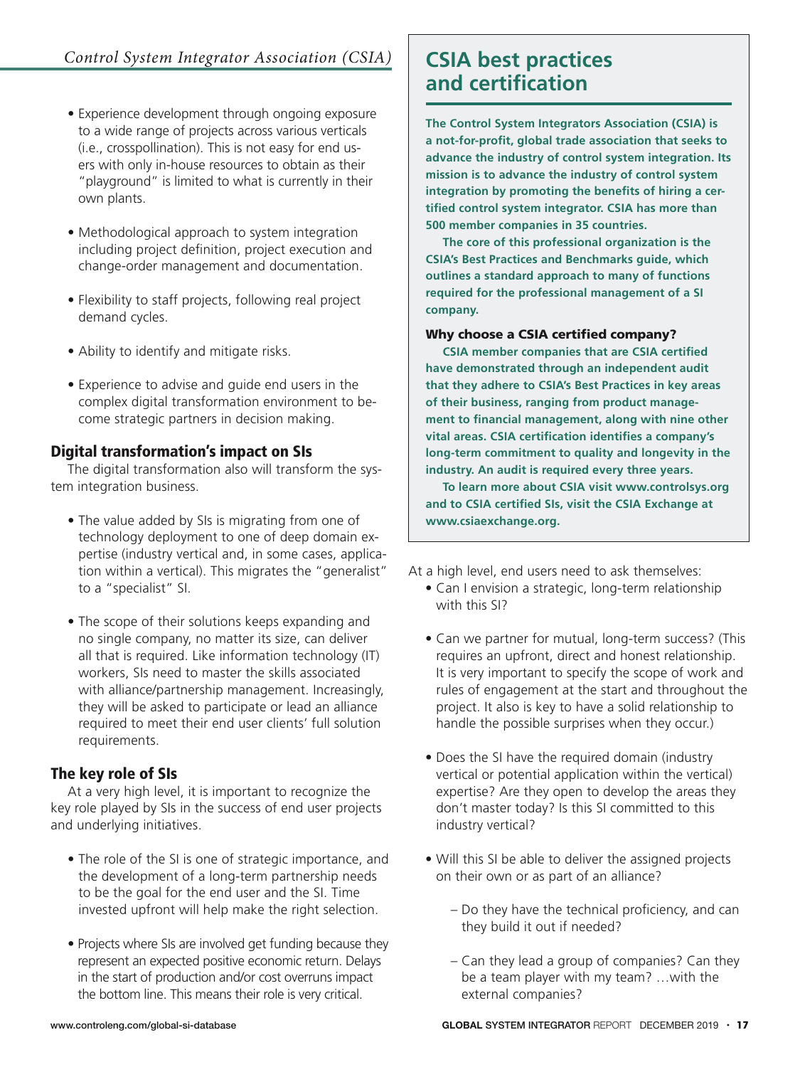- Experience development through ongoing exposure to a wide range of projects across various verticals (i.e., crosspollination). This is not easy for end users with only in-house resources to obtain as their "playground" is limited to what is currently in their own plants.

- Methodological approach to system integration including project definition, project execution and change-order management and documentation.

- Flexibility to staff projects, following real project demand cycles.

- Ability to identify and mitigate risks.

- Experience to advise and guide end users in the complex digital transformation environment to become strategic partners in decision making.

## Digital transformation's impact on SIs

The digital transformation also will transform the system integration business.

- The value added by SIs is migrating from one of technology deployment to one of deep domain expertise (industry vertical and, in some cases, application within a vertical). This migrates the "generalist" to a "specialist" SI.

- The scope of their solutions keeps expanding and no single company, no matter its size, can deliver all that is required. Like information technology (IT) workers, SIs need to master the skills associated with alliance/partnership management. Increasingly, they will be asked to participate or lead an alliance required to meet their end user clients' full solution requirements.

## The key role of SIs

At a very high level, it is important to recognize the key role played by SIs in the success of end user projects and underlying initiatives.

- The role of the SI is one of strategic importance, and the development of a long-term partnership needs to be the goal for the end user and the SI. Time invested upfront will help make the right selection.

- Projects where SIs are involved get funding because they represent an expected positive economic return. Delays in the start of production and/or cost overruns impact the bottom line. This means their role is very critical.

## CSIA best practices and certification

**The Control System Integrators Association (CSIA) is a not-for-profit, global trade association that seeks to advance the industry of control system integration. Its mission is to advance the industry of control system integration by promoting the benefits of hiring a certified control system integrator. CSIA has more than 500 member companies in 35 countries.**

**The core of this professional organization is the CSIA's Best Practices and Benchmarks guide, which outlines a standard approach to many of functions required for the professional management of a SI company.**

### Why choose a CSIA certified company?

**CSIA member companies that are CSIA certified have demonstrated through an independent audit that they adhere to CSIA's Best Practices in key areas of their business, ranging from product management to financial management, along with nine other vital areas. CSIA certification identifies a company's long-term commitment to quality and longevity in the industry. An audit is required every three years.**

**To learn more about CSIA visit www.controlsys.org and to CSIA certified SIs, visit the CSIA Exchange at www.csiaexchange.org.**

At a high level, end users need to ask themselves:

- Can I envision a strategic, long-term relationship with this SI?

- Can we partner for mutual, long-term success? (This requires an upfront, direct and honest relationship. It is very important to specify the scope of work and rules of engagement at the start and throughout the project. It also is key to have a solid relationship to handle the possible surprises when they occur.)

- Does the SI have the required domain (industry vertical or potential application within the vertical) expertise? Are they open to develop the areas they don't master today? Is this SI committed to this industry vertical?

- Will this SI be able to deliver the assigned projects on their own or as part of an alliance?

  - Do they have the technical proficiency, and can they build it out if needed?

  - Can they lead a group of companies? Can they be a team player with my team? …with the external companies?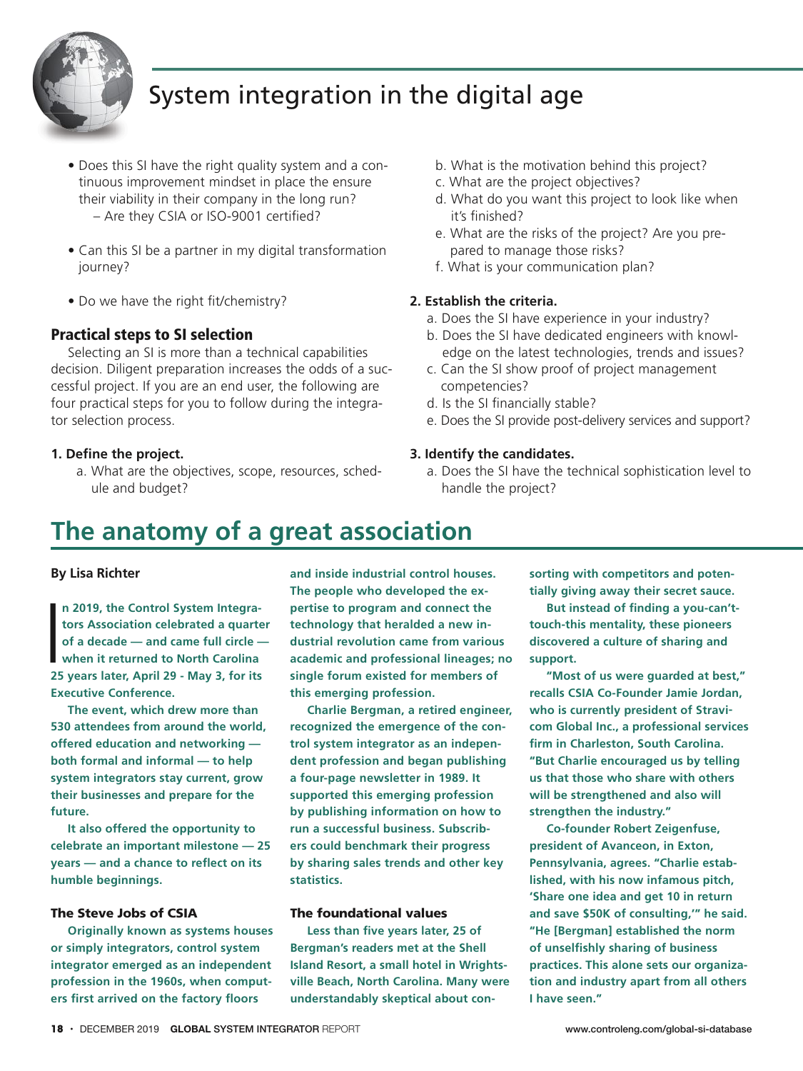# System integration in the digital age

- Does this SI have the right quality system and a continuous improvement mindset in place the ensure their viability in their company in the long run?
  - Are they CSIA or ISO-9001 certified?
- Can this SI be a partner in my digital transformation journey?
- Do we have the right fit/chemistry?

### Practical steps to SI selection

Selecting an SI is more than a technical capabilities decision. Diligent preparation increases the odds of a successful project. If you are an end user, the following are four practical steps for you to follow during the integrator selection process.

**1. Define the project.**

a. What are the objectives, scope, resources, schedule and budget?

b. What is the motivation behind this project?

c. What are the project objectives?

d. What do you want this project to look like when it's finished?

e. What are the risks of the project? Are you prepared to manage those risks?

f. What is your communication plan?

**2. Establish the criteria.**

a. Does the SI have experience in your industry?

b. Does the SI have dedicated engineers with knowledge on the latest technologies, trends and issues?

c. Can the SI show proof of project management competencies?

d. Is the SI financially stable?

e. Does the SI provide post-delivery services and support?

**3. Identify the candidates.**

a. Does the SI have the technical sophistication level to handle the project?

# The anatomy of a great association

**By Lisa Richter**

**In 2019, the Control System Integrators Association celebrated a quarter of a decade — and came full circle — when it returned to North Carolina 25 years later, April 29 - May 3, for its Executive Conference.**

**The event, which drew more than 530 attendees from around the world, offered education and networking — both formal and informal — to help system integrators stay current, grow their businesses and prepare for the future.**

**It also offered the opportunity to celebrate an important milestone — 25 years — and a chance to reflect on its humble beginnings.**

### The Steve Jobs of CSIA

**Originally known as systems houses or simply integrators, control system integrator emerged as an independent profession in the 1960s, when computers first arrived on the factory floors and inside industrial control houses. The people who developed the expertise to program and connect the technology that heralded a new industrial revolution came from various academic and professional lineages; no single forum existed for members of this emerging profession.**

**Charlie Bergman, a retired engineer, recognized the emergence of the control system integrator as an independent profession and began publishing a four-page newsletter in 1989. It supported this emerging profession by publishing information on how to run a successful business. Subscribers could benchmark their progress by sharing sales trends and other key statistics.**

### The foundational values

**Less than five years later, 25 of Bergman's readers met at the Shell Island Resort, a small hotel in Wrightsville Beach, North Carolina. Many were understandably skeptical about consorting with competitors and potentially giving away their secret sauce.**

**But instead of finding a you-can't-touch-this mentality, these pioneers discovered a culture of sharing and support.**

**"Most of us were guarded at best," recalls CSIA Co-Founder Jamie Jordan, who is currently president of Stravicom Global Inc., a professional services firm in Charleston, South Carolina. "But Charlie encouraged us by telling us that those who share with others will be strengthened and also will strengthen the industry."**

**Co-founder Robert Zeigenfuse, president of Avanceon, in Exton, Pennsylvania, agrees. "Charlie established, with his now infamous pitch, 'Share one idea and get 10 in return and save $50K of consulting,'" he said. "He [Bergman] established the norm of unselfishly sharing of business practices. This alone sets our organization and industry apart from all others I have seen."**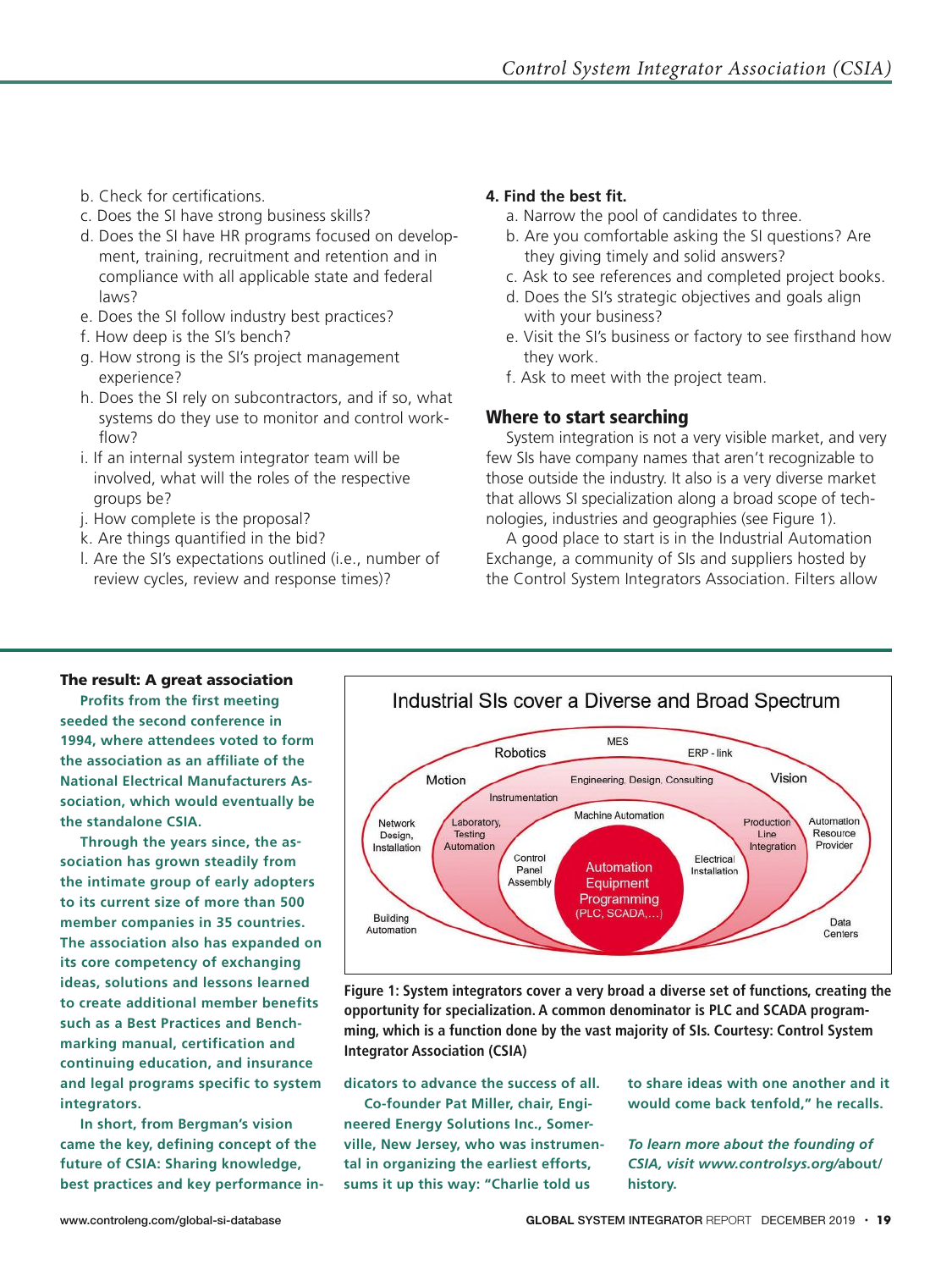b. Check for certifications.
c. Does the SI have strong business skills?
d. Does the SI have HR programs focused on development, training, recruitment and retention and in compliance with all applicable state and federal laws?
e. Does the SI follow industry best practices?
f. How deep is the SI's bench?
g. How strong is the SI's project management experience?
h. Does the SI rely on subcontractors, and if so, what systems do they use to monitor and control workflow?
i. If an internal system integrator team will be involved, what will the roles of the respective groups be?
j. How complete is the proposal?
k. Are things quantified in the bid?
l. Are the SI's expectations outlined (i.e., number of review cycles, review and response times)?

**4. Find the best fit.**

a. Narrow the pool of candidates to three.
b. Are you comfortable asking the SI questions? Are they giving timely and solid answers?
c. Ask to see references and completed project books.
d. Does the SI's strategic objectives and goals align with your business?
e. Visit the SI's business or factory to see firsthand how they work.
f. Ask to meet with the project team.

## Where to start searching

System integration is not a very visible market, and very few SIs have company names that aren't recognizable to those outside the industry. It also is a very diverse market that allows SI specialization along a broad scope of technologies, industries and geographies (see Figure 1).

A good place to start is in the Industrial Automation Exchange, a community of SIs and suppliers hosted by the Control System Integrators Association. Filters allow

Industrial SIs cover a Diverse and Broad Spectrum

MES, Robotics, ERP - link, Motion, Engineering, Design, Consulting, Vision, Instrumentation, Network Design, Installation, Laboratory, Testing Automation, Machine Automation, Production Line Integration, Automation Resource Provider, Control Panel Assembly, Automation Equipment Programming (PLC, SCADA,...), Electrical Installation, Building Automation, Data Centers

**Figure 1: System integrators cover a very broad a diverse set of functions, creating the opportunity for specialization. A common denominator is PLC and SCADA programming, which is a function done by the vast majority of SIs. Courtesy: Control System Integrator Association (CSIA)**

### The result: A great association

**Profits from the first meeting seeded the second conference in 1994, where attendees voted to form the association as an affiliate of the National Electrical Manufacturers Association, which would eventually be the standalone CSIA.**

**Through the years since, the association has grown steadily from the intimate group of early adopters to its current size of more than 500 member companies in 35 countries. The association also has expanded on its core competency of exchanging ideas, solutions and lessons learned to create additional member benefits such as a Best Practices and Benchmarking manual, certification and continuing education, and insurance and legal programs specific to system integrators.**

**In short, from Bergman's vision came the key, defining concept of the future of CSIA: Sharing knowledge, best practices and key performance indicators to advance the success of all.**

**Co-founder Pat Miller, chair, Engineered Energy Solutions Inc., Somerville, New Jersey, who was instrumental in organizing the earliest efforts, sums it up this way: "Charlie told us to share ideas with one another and it would come back tenfold," he recalls.**

***To learn more about the founding of CSIA, visit www.controlsys.org/about/history.***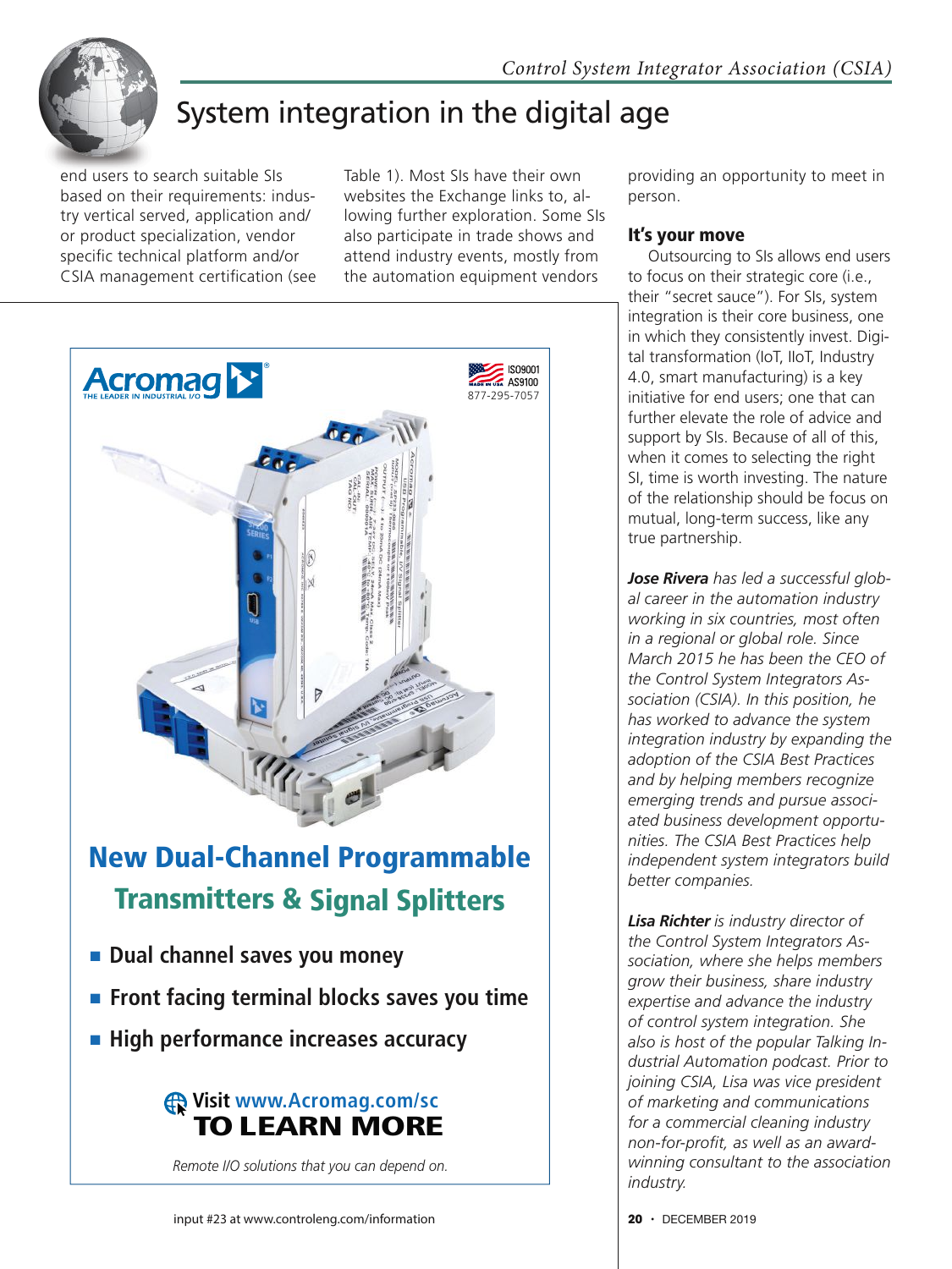end users to search suitable SIs based on their requirements: industry vertical served, application and/or product specialization, vendor specific technical platform and/or CSIA management certification (see Table 1). Most SIs have their own websites the Exchange links to, allowing further exploration. Some SIs also participate in trade shows and attend industry events, mostly from the automation equipment vendors providing an opportunity to meet in person.

## It's your move

Outsourcing to SIs allows end users to focus on their strategic core (i.e., their "secret sauce"). For SIs, system integration is their core business, one in which they consistently invest. Digital transformation (IoT, IIoT, Industry 4.0, smart manufacturing) is a key initiative for end users; one that can further elevate the role of advice and support by SIs. Because of all of this, when it comes to selecting the right SI, time is worth investing. The nature of the relationship should be focus on mutual, long-term success, like any true partnership.

***Jose Rivera*** *has led a successful global career in the automation industry working in six countries, most often in a regional or global role. Since March 2015 he has been the CEO of the Control System Integrators Association (CSIA). In this position, he has worked to advance the system integration industry by expanding the adoption of the CSIA Best Practices and by helping members recognize emerging trends and pursue associated business development opportunities. The CSIA Best Practices help independent system integrators build better companies.*

***Lisa Richter*** *is industry director of the Control System Integrators Association, where she helps members grow their business, share industry expertise and advance the industry of control system integration. She also is host of the popular Talking Industrial Automation podcast. Prior to joining CSIA, Lisa was vice president of marketing and communications for a commercial cleaning industry non-for-profit, as well as an award-winning consultant to the association industry.*

Acromag — THE LEADER IN INDUSTRIAL I/O

ISO9001 AS9100 — MADE IN USA — 877-295-7057

**New Dual-Channel Programmable Transmitters & Signal Splitters**

- Dual channel saves you money
- Front facing terminal blocks saves you time
- High performance increases accuracy

Visit www.Acromag.com/sc **TO LEARN MORE**

*Remote I/O solutions that you can depend on.*

input #23 at www.controleng.com/information